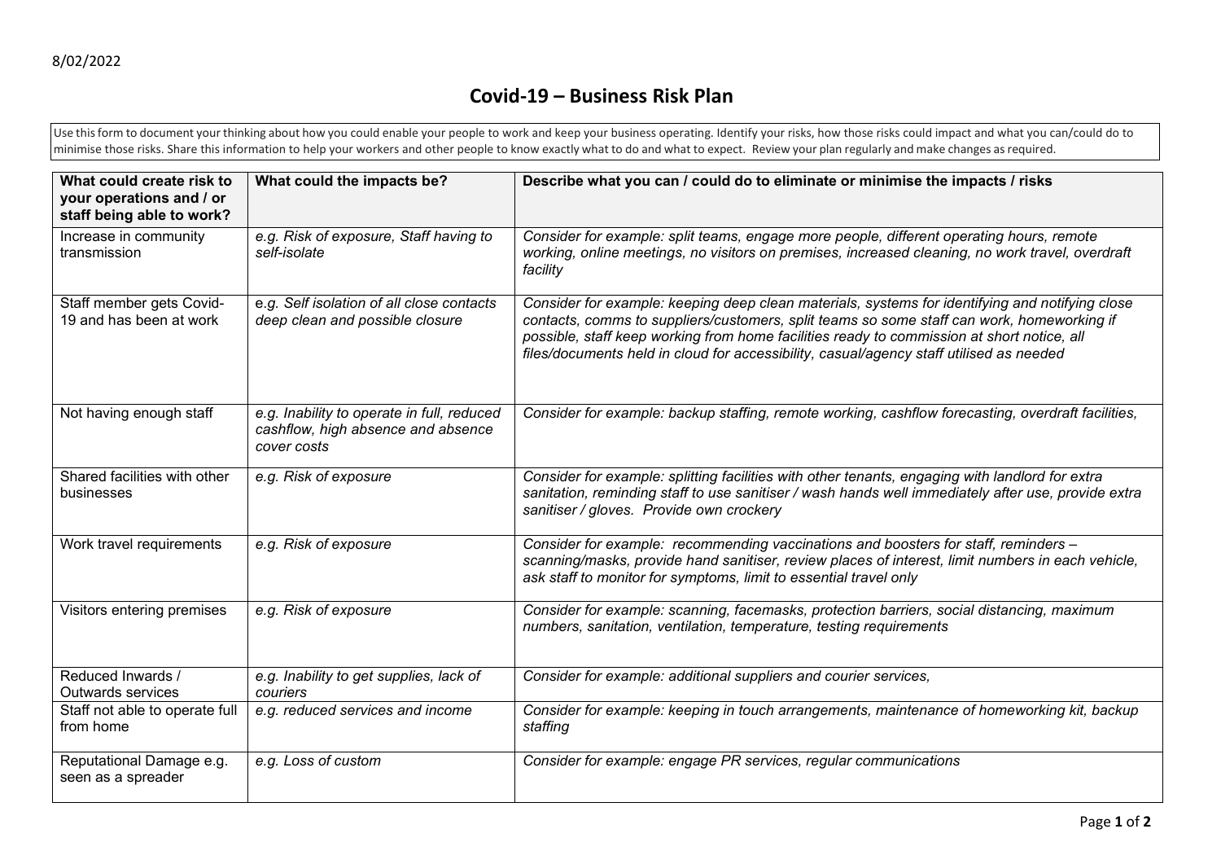8/02/2022

# Covid-19 – Business Risk Plan

Use this form to document your thinking about how you could enable your people to work and keep your business operating. Identify your risks, how those risks could impact and what you can/could do to minimise those risks. Share this information to help your workers and other people to know exactly what to do and what to expect. Review your plan regularly and make changes as required.

| What could create risk to your operations and / or staff being able to work? | What could the impacts be? | Describe what you can / could do to eliminate or minimise the impacts / risks |
|---|---|---|
| Increase in community transmission | *e.g. Risk of exposure, Staff having to self-isolate* | *Consider for example: split teams, engage more people, different operating hours, remote working, online meetings, no visitors on premises, increased cleaning, no work travel, overdraft facility* |
| Staff member gets Covid-19 and has been at work | *e.g. Self isolation of all close contacts deep clean and possible closure* | *Consider for example: keeping deep clean materials, systems for identifying and notifying close contacts, comms to suppliers/customers, split teams so some staff can work, homeworking if possible, staff keep working from home facilities ready to commission at short notice, all files/documents held in cloud for accessibility, casual/agency staff utilised as needed* |
| Not having enough staff | *e.g. Inability to operate in full, reduced cashflow, high absence and absence cover costs* | *Consider for example: backup staffing, remote working, cashflow forecasting, overdraft facilities,* |
| Shared facilities with other businesses | *e.g. Risk of exposure* | *Consider for example: splitting facilities with other tenants, engaging with landlord for extra sanitation, reminding staff to use sanitiser / wash hands well immediately after use, provide extra sanitiser / gloves. Provide own crockery* |
| Work travel requirements | *e.g. Risk of exposure* | *Consider for example: recommending vaccinations and boosters for staff, reminders – scanning/masks, provide hand sanitiser, review places of interest, limit numbers in each vehicle, ask staff to monitor for symptoms, limit to essential travel only* |
| Visitors entering premises | *e.g. Risk of exposure* | *Consider for example: scanning, facemasks, protection barriers, social distancing, maximum numbers, sanitation, ventilation, temperature, testing requirements* |
| Reduced Inwards / Outwards services | *e.g. Inability to get supplies, lack of couriers* | *Consider for example: additional suppliers and courier services,* |
| Staff not able to operate full from home | *e.g. reduced services and income* | *Consider for example: keeping in touch arrangements, maintenance of homeworking kit, backup staffing* |
| Reputational Damage e.g. seen as a spreader | *e.g. Loss of custom* | *Consider for example: engage PR services, regular communications* |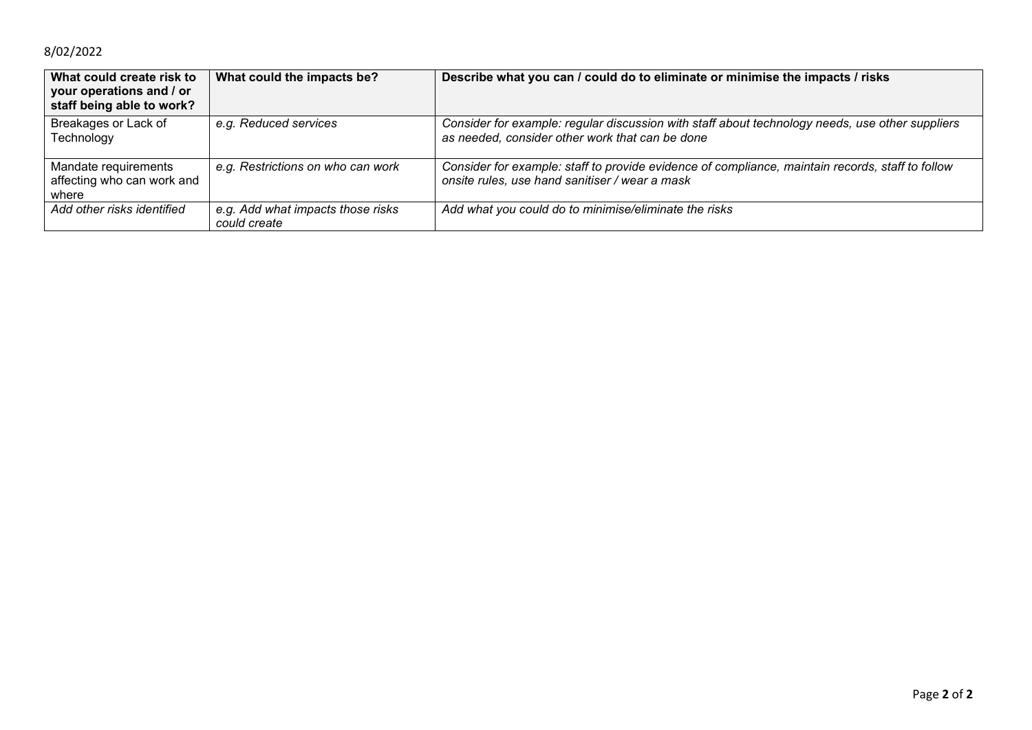8/02/2022

| What could create risk to your operations and / or staff being able to work? | What could the impacts be? | Describe what you can / could do to eliminate or minimise the impacts / risks |
|---|---|---|
| Breakages or Lack of Technology | *e.g. Reduced services* | *Consider for example: regular discussion with staff about technology needs, use other suppliers as needed, consider other work that can be done* |
| Mandate requirements affecting who can work and where | *e.g. Restrictions on who can work* | *Consider for example: staff to provide evidence of compliance, maintain records, staff to follow onsite rules, use hand sanitiser / wear a mask* |
| *Add other risks identified* | *e.g. Add what impacts those risks could create* | *Add what you could do to minimise/eliminate the risks* |